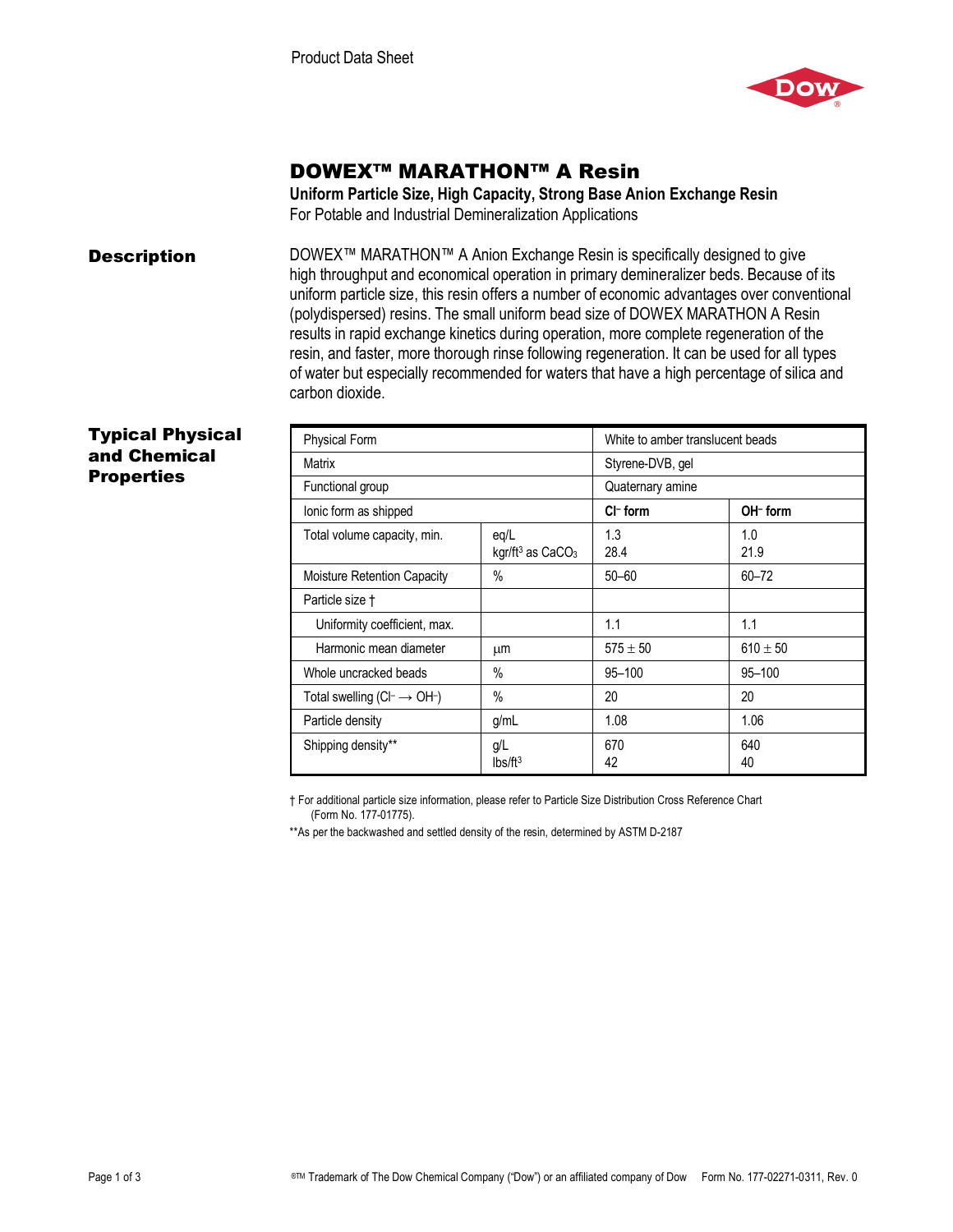Product Data Sheet

# DOWEX™ MARATHON™ A Resin

**Uniform Particle Size, High Capacity, Strong Base Anion Exchange Resin**

For Potable and Industrial Demineralization Applications

## Description

DOWEX™ MARATHON™ A Anion Exchange Resin is specifically designed to give high throughput and economical operation in primary demineralizer beds. Because of its uniform particle size, this resin offers a number of economic advantages over conventional (polydispersed) resins. The small uniform bead size of DOWEX MARATHON A Resin results in rapid exchange kinetics during operation, more complete regeneration of the resin, and faster, more thorough rinse following regeneration. It can be used for all types of water but especially recommended for waters that have a high percentage of silica and carbon dioxide.

## Typical Physical and Chemical Properties

| Property | Unit | | |
|---|---|---|---|
| Physical Form | | White to amber translucent beads | |
| Matrix | | Styrene-DVB, gel | |
| Functional group | | Quaternary amine | |
| Ionic form as shipped | | **$Cl^-$ form** | **$OH^-$ form** |
| Total volume capacity, min. | eq/L<br>kgr/ft³ as $CaCO_3$ | 1.3<br>28.4 | 1.0<br>21.9 |
| Moisture Retention Capacity | % | 50–60 | 60–72 |
| Particle size † | | | |
| Uniformity coefficient, max. | | 1.1 | 1.1 |
| Harmonic mean diameter | µm | 575 ± 50 | 610 ± 50 |
| Whole uncracked beads | % | 95–100 | 95–100 |
| Total swelling ($Cl^- \rightarrow OH^-$) | % | 20 | 20 |
| Particle density | g/mL | 1.08 | 1.06 |
| Shipping density** | g/L<br>lbs/ft³ | 670<br>42 | 640<br>40 |

† For additional particle size information, please refer to Particle Size Distribution Cross Reference Chart (Form No. 177-01775).

**As per the backwashed and settled density of the resin, determined by ASTM D-2187

®™ Trademark of The Dow Chemical Company ("Dow") or an affiliated company of Dow Form No. 177-02271-0311, Rev. 0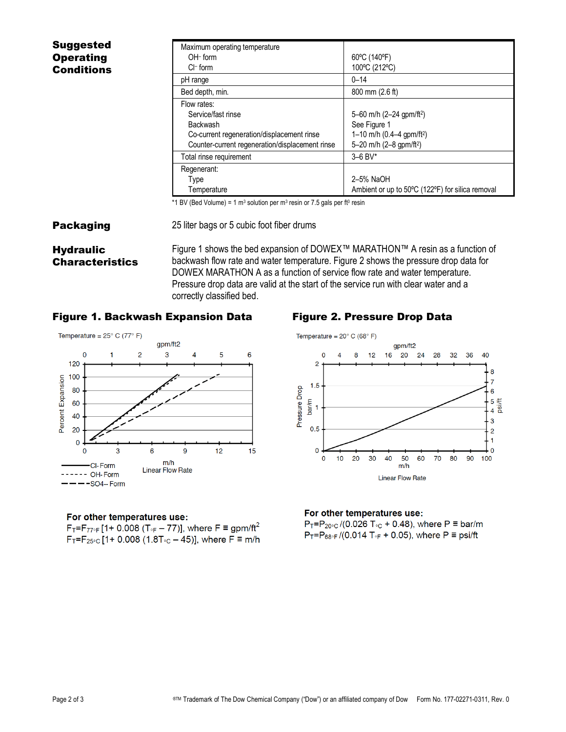## Suggested Operating Conditions

| | |
|---|---|
| Maximum operating temperature<br>$OH^-$ form<br>$Cl^-$ form | <br>60ºC (140ºF)<br>100ºC (212ºC) |
| pH range | 0–14 |
| Bed depth, min. | 800 mm (2.6 ft) |
| Flow rates:<br>Service/fast rinse<br>Backwash<br>Co-current regeneration/displacement rinse<br>Counter-current regeneration/displacement rinse | <br>5–60 m/h (2–24 gpm/ft²)<br>See Figure 1<br>1–10 m/h (0.4–4 gpm/ft²)<br>5–20 m/h (2–8 gpm/ft²) |
| Total rinse requirement | 3–6 BV* |
| Regenerant:<br>Type<br>Temperature | <br>2–5% NaOH<br>Ambient or up to 50ºC (122ºF) for silica removal |

*1 BV (Bed Volume) = 1 m³ solution per m³ resin or 7.5 gals per ft³ resin

## Packaging

25 liter bags or 5 cubic foot fiber drums

## Hydraulic Characteristics

Figure 1 shows the bed expansion of DOWEX™ MARATHON™ A resin as a function of backwash flow rate and water temperature. Figure 2 shows the pressure drop data for DOWEX MARATHON A as a function of service flow rate and water temperature. Pressure drop data are valid at the start of the service run with clear water and a correctly classified bed.

### Figure 1. Backwash Expansion Data

Temperature = 25° C (77° F)

**For other temperatures use:**

$F_T = F_{77°F}\,[1 + 0.008\,(T_{°F} - 77)]$, where F ≡ gpm/ft²

$F_T = F_{25°C}\,[1 + 0.008\,(1.8T_{°C} - 45)]$, where F ≡ m/h

### Figure 2. Pressure Drop Data

Temperature = 20° C (68° F)

**For other temperatures use:**

$P_T = P_{20°C}\,/(0.026\,T_{°C} + 0.48)$, where P ≡ bar/m

$P_T = P_{68°F}\,/(0.014\,T_{°F} + 0.05)$, where P ≡ psi/ft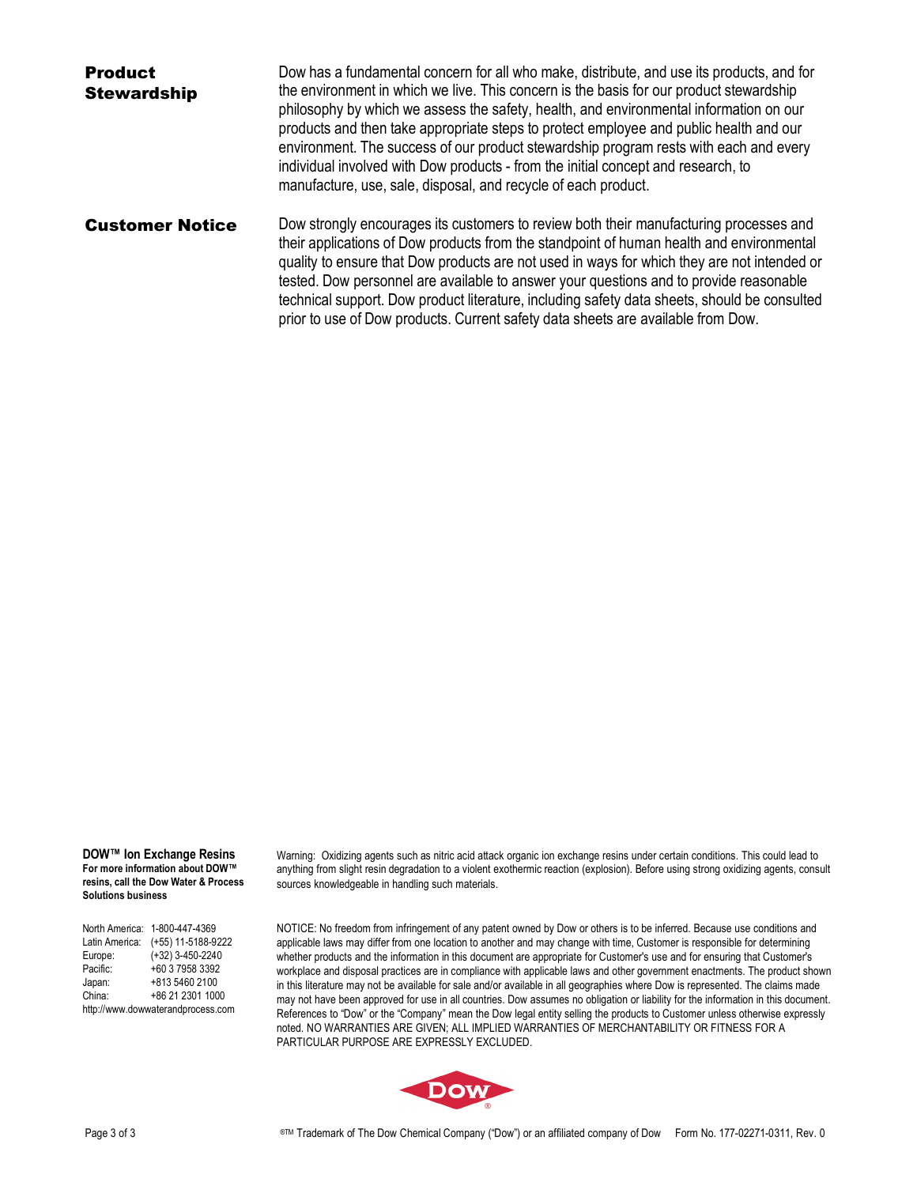## Product Stewardship

Dow has a fundamental concern for all who make, distribute, and use its products, and for the environment in which we live. This concern is the basis for our product stewardship philosophy by which we assess the safety, health, and environmental information on our products and then take appropriate steps to protect employee and public health and our environment. The success of our product stewardship program rests with each and every individual involved with Dow products - from the initial concept and research, to manufacture, use, sale, disposal, and recycle of each product.

## Customer Notice

Dow strongly encourages its customers to review both their manufacturing processes and their applications of Dow products from the standpoint of human health and environmental quality to ensure that Dow products are not used in ways for which they are not intended or tested. Dow personnel are available to answer your questions and to provide reasonable technical support. Dow product literature, including safety data sheets, should be consulted prior to use of Dow products. Current safety data sheets are available from Dow.

**DOW™ Ion Exchange Resins**
**For more information about DOW™ resins, call the Dow Water & Process Solutions business**

North America: 1-800-447-4369
Latin America: (+55) 11-5188-9222
Europe: (+32) 3-450-2240
Pacific: +60 3 7958 3392
Japan: +813 5460 2100
China: +86 21 2301 1000
http://www.dowwaterandprocess.com

Warning: Oxidizing agents such as nitric acid attack organic ion exchange resins under certain conditions. This could lead to anything from slight resin degradation to a violent exothermic reaction (explosion). Before using strong oxidizing agents, consult sources knowledgeable in handling such materials.

NOTICE: No freedom from infringement of any patent owned by Dow or others is to be inferred. Because use conditions and applicable laws may differ from one location to another and may change with time, Customer is responsible for determining whether products and the information in this document are appropriate for Customer's use and for ensuring that Customer's workplace and disposal practices are in compliance with applicable laws and other government enactments. The product shown in this literature may not be available for sale and/or available in all geographies where Dow is represented. The claims made may not have been approved for use in all countries. Dow assumes no obligation or liability for the information in this document. References to "Dow" or the "Company" mean the Dow legal entity selling the products to Customer unless otherwise expressly noted. NO WARRANTIES ARE GIVEN; ALL IMPLIED WARRANTIES OF MERCHANTABILITY OR FITNESS FOR A PARTICULAR PURPOSE ARE EXPRESSLY EXCLUDED.

®™ Trademark of The Dow Chemical Company ("Dow") or an affiliated company of Dow Form No. 177-02271-0311, Rev. 0